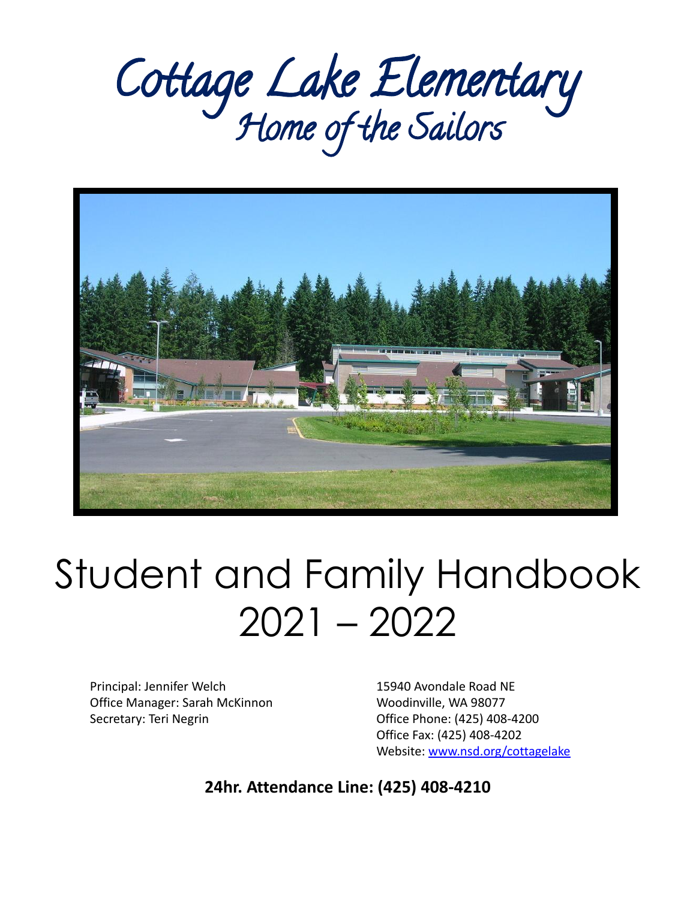# Cottage Lake Elementary

## Home of the Sailors

# Student and Family Handbook 2021 – 2022

Principal: Jennifer Welch
Office Manager: Sarah McKinnon
Secretary: Teri Negrin

15940 Avondale Road NE
Woodinville, WA 98077
Office Phone: (425) 408-4200
Office Fax: (425) 408-4202
Website: www.nsd.org/cottagelake

**24hr. Attendance Line: (425) 408-4210**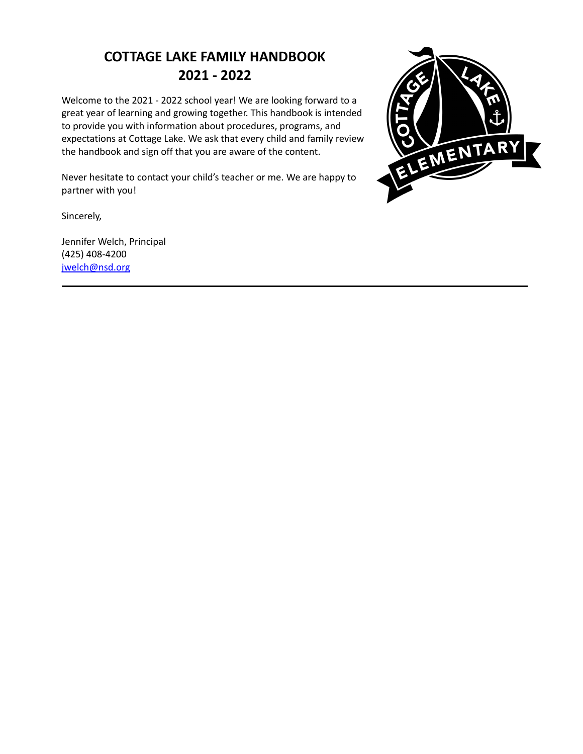# COTTAGE LAKE FAMILY HANDBOOK
# 2021 - 2022

Welcome to the 2021 - 2022 school year! We are looking forward to a great year of learning and growing together. This handbook is intended to provide you with information about procedures, programs, and expectations at Cottage Lake. We ask that every child and family review the handbook and sign off that you are aware of the content.

Never hesitate to contact your child's teacher or me. We are happy to partner with you!

Sincerely,

Jennifer Welch, Principal
(425) 408-4200
[jwelch@nsd.org](mailto:jwelch@nsd.org)

---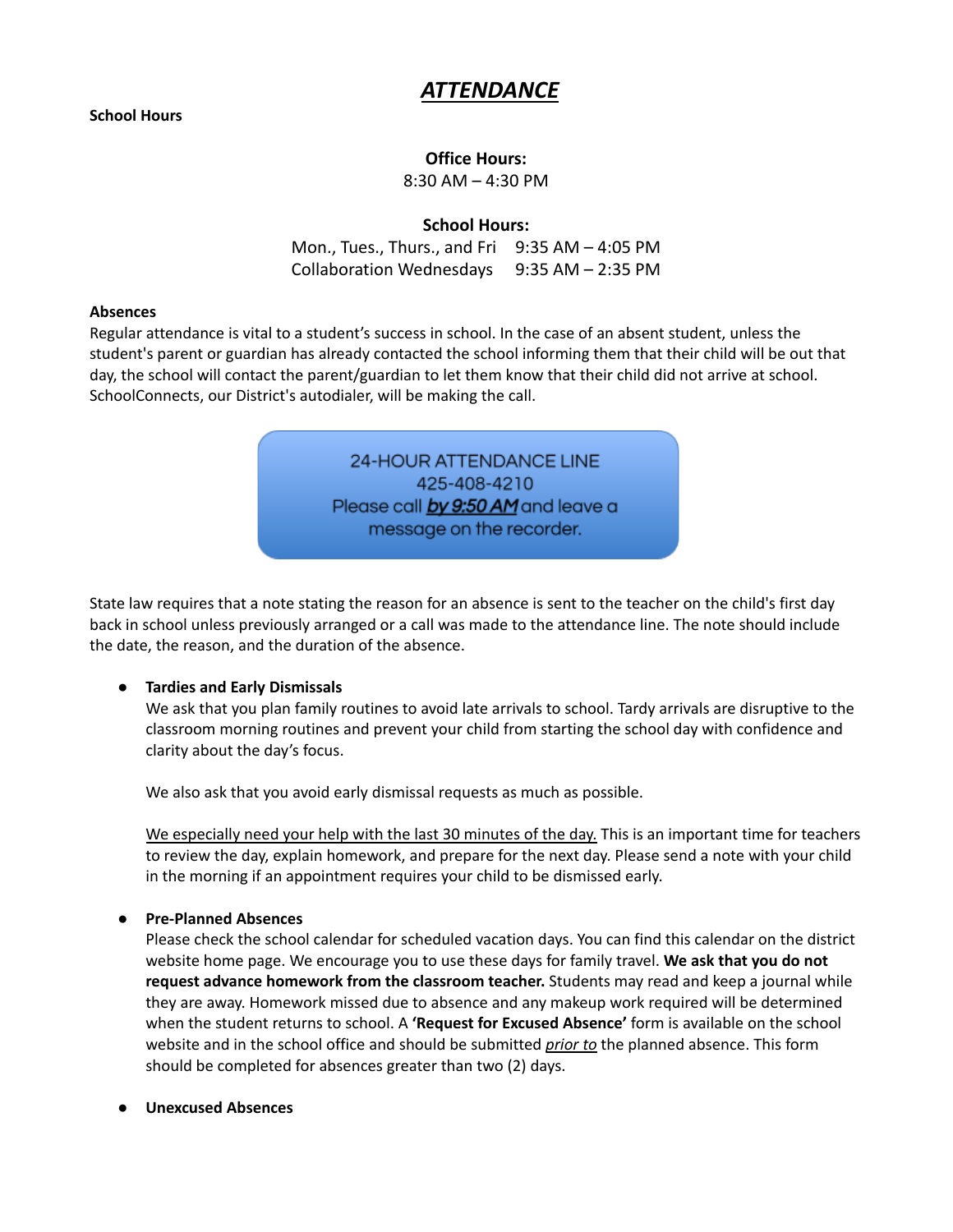# ***ATTENDANCE***

**School Hours**

**Office Hours:**
8:30 AM – 4:30 PM

**School Hours:**

| | |
|---|---|
| Mon., Tues., Thurs., and Fri | 9:35 AM – 4:05 PM |
| Collaboration Wednesdays | 9:35 AM – 2:35 PM |

**Absences**

Regular attendance is vital to a student's success in school. In the case of an absent student, unless the student's parent or guardian has already contacted the school informing them that their child will be out that day, the school will contact the parent/guardian to let them know that their child did not arrive at school. SchoolConnects, our District's autodialer, will be making the call.

24-HOUR ATTENDANCE LINE
425-408-4210
Please call ***by 9:50 AM*** and leave a message on the recorder.

State law requires that a note stating the reason for an absence is sent to the teacher on the child's first day back in school unless previously arranged or a call was made to the attendance line. The note should include the date, the reason, and the duration of the absence.

- **Tardies and Early Dismissals**

  We ask that you plan family routines to avoid late arrivals to school. Tardy arrivals are disruptive to the classroom morning routines and prevent your child from starting the school day with confidence and clarity about the day's focus.

  We also ask that you avoid early dismissal requests as much as possible.

  We especially need your help with the last 30 minutes of the day. This is an important time for teachers to review the day, explain homework, and prepare for the next day. Please send a note with your child in the morning if an appointment requires your child to be dismissed early.

- **Pre-Planned Absences**

  Please check the school calendar for scheduled vacation days. You can find this calendar on the district website home page. We encourage you to use these days for family travel. **We ask that you do not request advance homework from the classroom teacher.** Students may read and keep a journal while they are away. Homework missed due to absence and any makeup work required will be determined when the student returns to school. A **'Request for Excused Absence'** form is available on the school website and in the school office and should be submitted *prior to* the planned absence. This form should be completed for absences greater than two (2) days.

- **Unexcused Absences**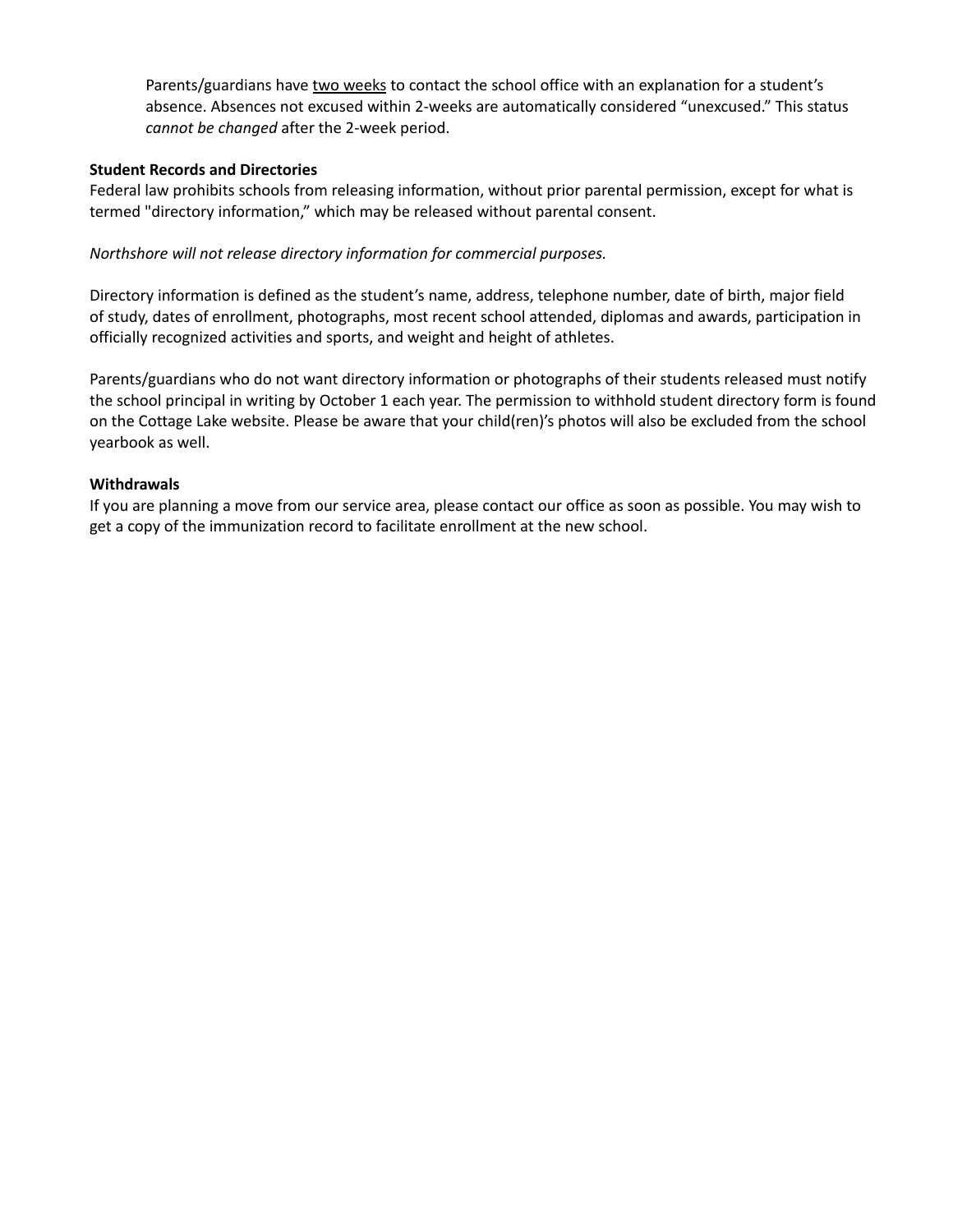Parents/guardians have two weeks to contact the school office with an explanation for a student's absence. Absences not excused within 2-weeks are automatically considered "unexcused." This status *cannot be changed* after the 2-week period.

**Student Records and Directories**

Federal law prohibits schools from releasing information, without prior parental permission, except for what is termed "directory information," which may be released without parental consent.

*Northshore will not release directory information for commercial purposes.*

Directory information is defined as the student's name, address, telephone number, date of birth, major field of study, dates of enrollment, photographs, most recent school attended, diplomas and awards, participation in officially recognized activities and sports, and weight and height of athletes.

Parents/guardians who do not want directory information or photographs of their students released must notify the school principal in writing by October 1 each year. The permission to withhold student directory form is found on the Cottage Lake website. Please be aware that your child(ren)'s photos will also be excluded from the school yearbook as well.

**Withdrawals**

If you are planning a move from our service area, please contact our office as soon as possible. You may wish to get a copy of the immunization record to facilitate enrollment at the new school.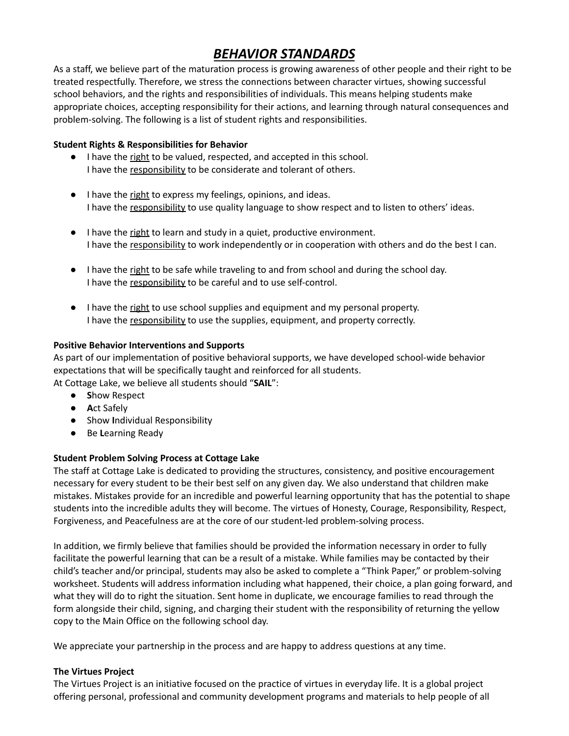# ***BEHAVIOR STANDARDS***

As a staff, we believe part of the maturation process is growing awareness of other people and their right to be treated respectfully. Therefore, we stress the connections between character virtues, showing successful school behaviors, and the rights and responsibilities of individuals. This means helping students make appropriate choices, accepting responsibility for their actions, and learning through natural consequences and problem-solving. The following is a list of student rights and responsibilities.

**Student Rights & Responsibilities for Behavior**

- I have the <u>right</u> to be valued, respected, and accepted in this school.
  I have the <u>responsibility</u> to be considerate and tolerant of others.

- I have the <u>right</u> to express my feelings, opinions, and ideas.
  I have the <u>responsibility</u> to use quality language to show respect and to listen to others' ideas.

- I have the <u>right</u> to learn and study in a quiet, productive environment.
  I have the <u>responsibility</u> to work independently or in cooperation with others and do the best I can.

- I have the <u>right</u> to be safe while traveling to and from school and during the school day.
  I have the <u>responsibility</u> to be careful and to use self-control.

- I have the <u>right</u> to use school supplies and equipment and my personal property.
  I have the <u>responsibility</u> to use the supplies, equipment, and property correctly.

**Positive Behavior Interventions and Supports**

As part of our implementation of positive behavioral supports, we have developed school-wide behavior expectations that will be specifically taught and reinforced for all students.
At Cottage Lake, we believe all students should "**SAIL**":

- **S**how Respect
- **A**ct Safely
- Show **I**ndividual Responsibility
- Be **L**earning Ready

**Student Problem Solving Process at Cottage Lake**

The staff at Cottage Lake is dedicated to providing the structures, consistency, and positive encouragement necessary for every student to be their best self on any given day. We also understand that children make mistakes. Mistakes provide for an incredible and powerful learning opportunity that has the potential to shape students into the incredible adults they will become. The virtues of Honesty, Courage, Responsibility, Respect, Forgiveness, and Peacefulness are at the core of our student-led problem-solving process.

In addition, we firmly believe that families should be provided the information necessary in order to fully facilitate the powerful learning that can be a result of a mistake. While families may be contacted by their child's teacher and/or principal, students may also be asked to complete a "Think Paper," or problem-solving worksheet. Students will address information including what happened, their choice, a plan going forward, and what they will do to right the situation. Sent home in duplicate, we encourage families to read through the form alongside their child, signing, and charging their student with the responsibility of returning the yellow copy to the Main Office on the following school day.

We appreciate your partnership in the process and are happy to address questions at any time.

**The Virtues Project**

The Virtues Project is an initiative focused on the practice of virtues in everyday life. It is a global project offering personal, professional and community development programs and materials to help people of all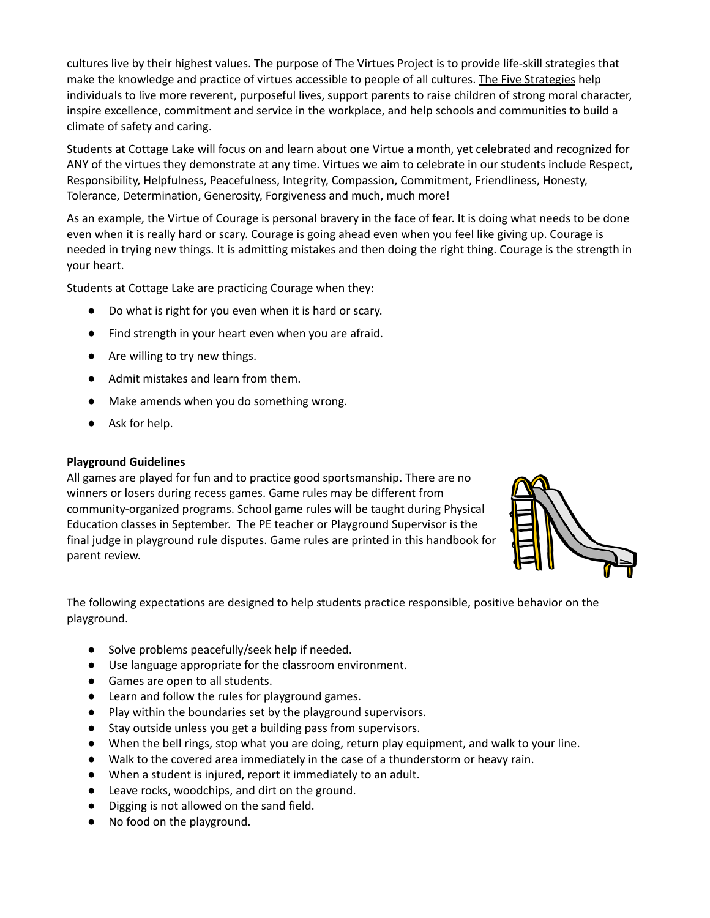cultures live by their highest values. The purpose of The Virtues Project is to provide life-skill strategies that make the knowledge and practice of virtues accessible to people of all cultures. The Five Strategies help individuals to live more reverent, purposeful lives, support parents to raise children of strong moral character, inspire excellence, commitment and service in the workplace, and help schools and communities to build a climate of safety and caring.

Students at Cottage Lake will focus on and learn about one Virtue a month, yet celebrated and recognized for ANY of the virtues they demonstrate at any time. Virtues we aim to celebrate in our students include Respect, Responsibility, Helpfulness, Peacefulness, Integrity, Compassion, Commitment, Friendliness, Honesty, Tolerance, Determination, Generosity, Forgiveness and much, much more!

As an example, the Virtue of Courage is personal bravery in the face of fear. It is doing what needs to be done even when it is really hard or scary. Courage is going ahead even when you feel like giving up. Courage is needed in trying new things. It is admitting mistakes and then doing the right thing. Courage is the strength in your heart.

Students at Cottage Lake are practicing Courage when they:

- Do what is right for you even when it is hard or scary.
- Find strength in your heart even when you are afraid.
- Are willing to try new things.
- Admit mistakes and learn from them.
- Make amends when you do something wrong.
- Ask for help.

**Playground Guidelines**

All games are played for fun and to practice good sportsmanship. There are no winners or losers during recess games. Game rules may be different from community-organized programs. School game rules will be taught during Physical Education classes in September. The PE teacher or Playground Supervisor is the final judge in playground rule disputes. Game rules are printed in this handbook for parent review.

The following expectations are designed to help students practice responsible, positive behavior on the playground.

- Solve problems peacefully/seek help if needed.
- Use language appropriate for the classroom environment.
- Games are open to all students.
- Learn and follow the rules for playground games.
- Play within the boundaries set by the playground supervisors.
- Stay outside unless you get a building pass from supervisors.
- When the bell rings, stop what you are doing, return play equipment, and walk to your line.
- Walk to the covered area immediately in the case of a thunderstorm or heavy rain.
- When a student is injured, report it immediately to an adult.
- Leave rocks, woodchips, and dirt on the ground.
- Digging is not allowed on the sand field.
- No food on the playground.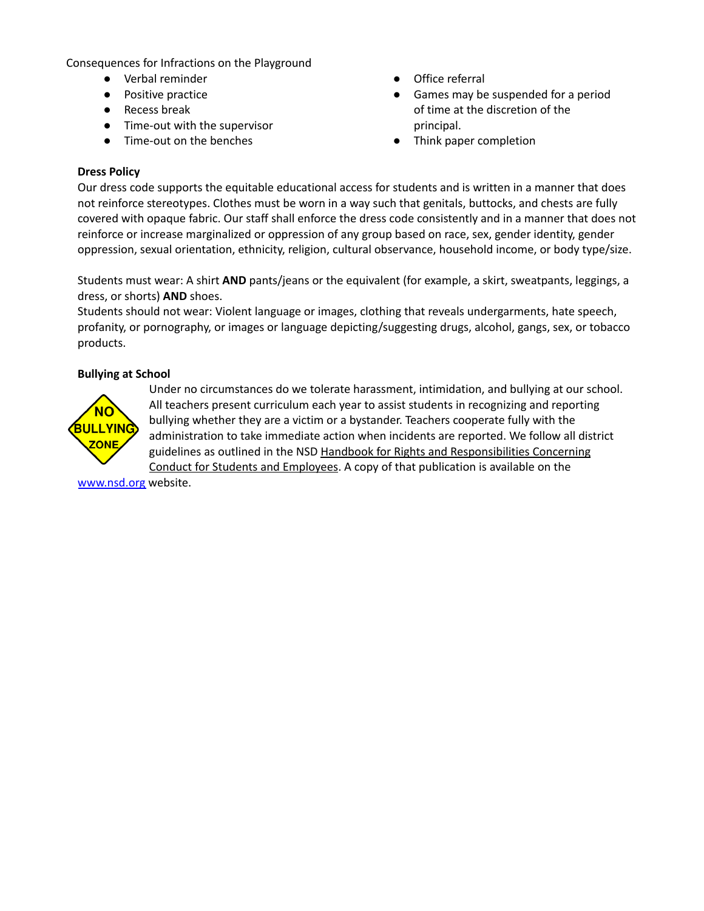Consequences for Infractions on the Playground

- Verbal reminder
- Positive practice
- Recess break
- Time-out with the supervisor
- Time-out on the benches
- Office referral
- Games may be suspended for a period of time at the discretion of the principal.
- Think paper completion

**Dress Policy**

Our dress code supports the equitable educational access for students and is written in a manner that does not reinforce stereotypes. Clothes must be worn in a way such that genitals, buttocks, and chests are fully covered with opaque fabric. Our staff shall enforce the dress code consistently and in a manner that does not reinforce or increase marginalized or oppression of any group based on race, sex, gender identity, gender oppression, sexual orientation, ethnicity, religion, cultural observance, household income, or body type/size.

Students must wear: A shirt **AND** pants/jeans or the equivalent (for example, a skirt, sweatpants, leggings, a dress, or shorts) **AND** shoes.

Students should not wear: Violent language or images, clothing that reveals undergarments, hate speech, profanity, or pornography, or images or language depicting/suggesting drugs, alcohol, gangs, sex, or tobacco products.

**Bullying at School**

NO BULLYING ZONE

Under no circumstances do we tolerate harassment, intimidation, and bullying at our school. All teachers present curriculum each year to assist students in recognizing and reporting bullying whether they are a victim or a bystander. Teachers cooperate fully with the administration to take immediate action when incidents are reported. We follow all district guidelines as outlined in the NSD Handbook for Rights and Responsibilities Concerning Conduct for Students and Employees. A copy of that publication is available on the www.nsd.org website.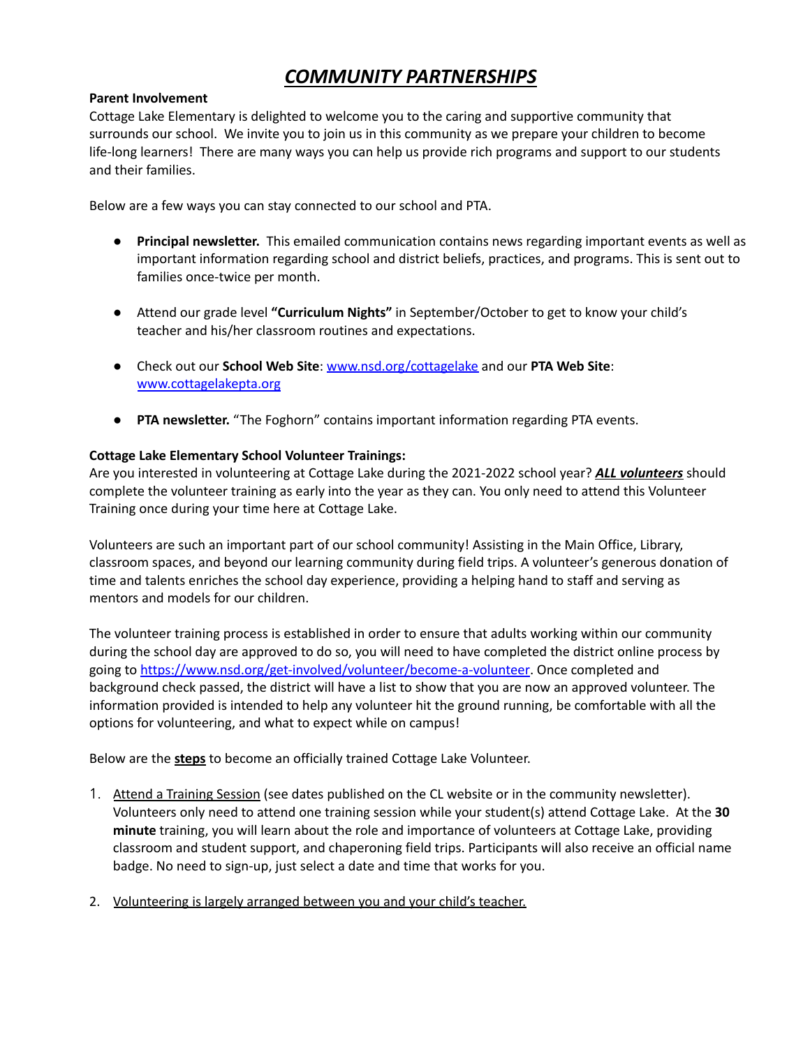# *COMMUNITY PARTNERSHIPS*

**Parent Involvement**

Cottage Lake Elementary is delighted to welcome you to the caring and supportive community that surrounds our school. We invite you to join us in this community as we prepare your children to become life-long learners! There are many ways you can help us provide rich programs and support to our students and their families.

Below are a few ways you can stay connected to our school and PTA.

- **Principal newsletter.** This emailed communication contains news regarding important events as well as important information regarding school and district beliefs, practices, and programs. This is sent out to families once-twice per month.
- Attend our grade level **"Curriculum Nights"** in September/October to get to know your child's teacher and his/her classroom routines and expectations.
- Check out our **School Web Site**: [www.nsd.org/cottagelake](www.nsd.org/cottagelake) and our **PTA Web Site**: [www.cottagelakepta.org](www.cottagelakepta.org)
- **PTA newsletter.** "The Foghorn" contains important information regarding PTA events.

**Cottage Lake Elementary School Volunteer Trainings:**

Are you interested in volunteering at Cottage Lake during the 2021-2022 school year? ***ALL volunteers*** should complete the volunteer training as early into the year as they can. You only need to attend this Volunteer Training once during your time here at Cottage Lake.

Volunteers are such an important part of our school community! Assisting in the Main Office, Library, classroom spaces, and beyond our learning community during field trips. A volunteer's generous donation of time and talents enriches the school day experience, providing a helping hand to staff and serving as mentors and models for our children.

The volunteer training process is established in order to ensure that adults working within our community during the school day are approved to do so, you will need to have completed the district online process by going to [https://www.nsd.org/get-involved/volunteer/become-a-volunteer](https://www.nsd.org/get-involved/volunteer/become-a-volunteer). Once completed and background check passed, the district will have a list to show that you are now an approved volunteer. The information provided is intended to help any volunteer hit the ground running, be comfortable with all the options for volunteering, and what to expect while on campus!

Below are the **steps** to become an officially trained Cottage Lake Volunteer.

1. Attend a Training Session (see dates published on the CL website or in the community newsletter). Volunteers only need to attend one training session while your student(s) attend Cottage Lake. At the **30 minute** training, you will learn about the role and importance of volunteers at Cottage Lake, providing classroom and student support, and chaperoning field trips. Participants will also receive an official name badge. No need to sign-up, just select a date and time that works for you.
2. Volunteering is largely arranged between you and your child's teacher.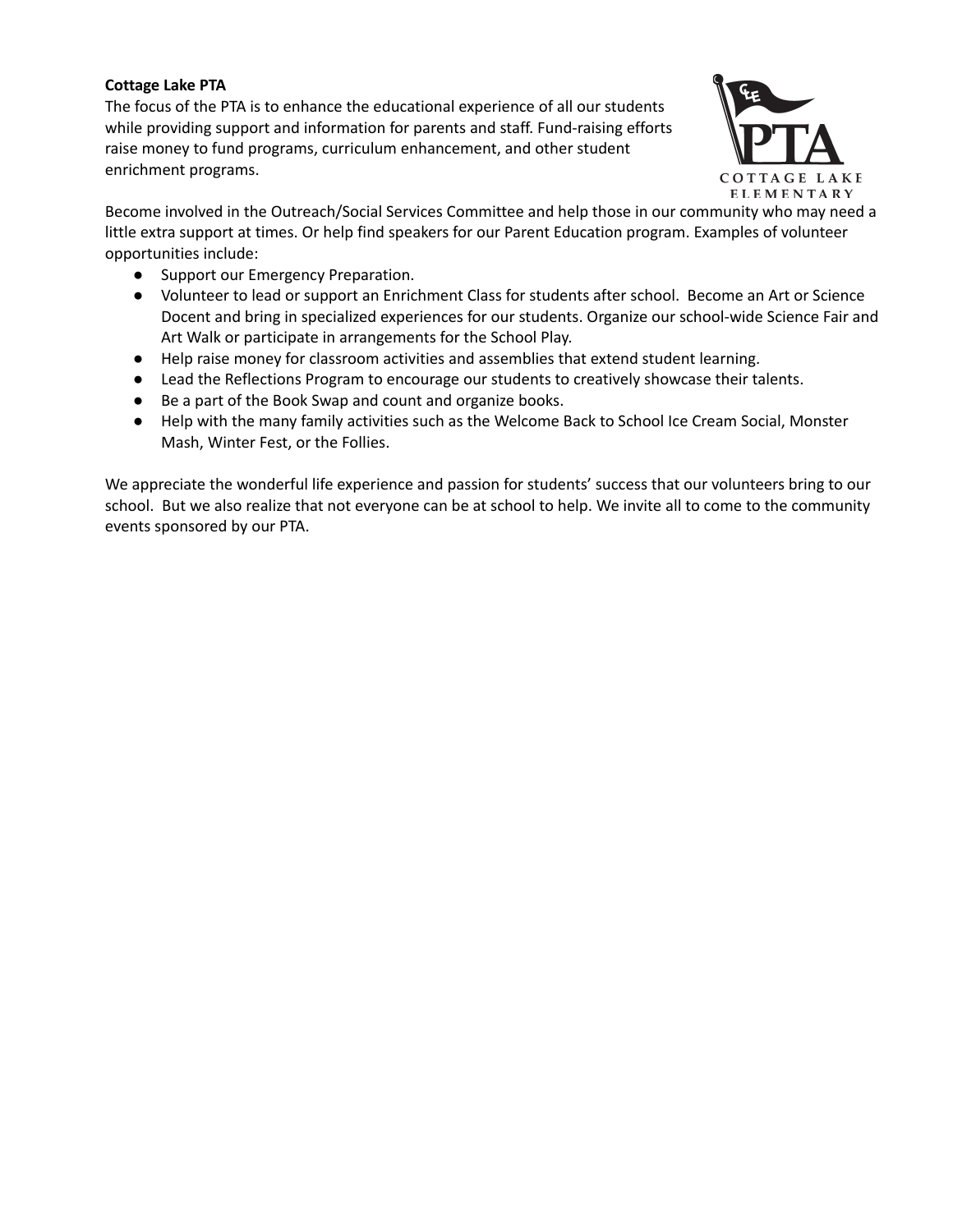**Cottage Lake PTA**

The focus of the PTA is to enhance the educational experience of all our students while providing support and information for parents and staff. Fund-raising efforts raise money to fund programs, curriculum enhancement, and other student enrichment programs.

Become involved in the Outreach/Social Services Committee and help those in our community who may need a little extra support at times. Or help find speakers for our Parent Education program. Examples of volunteer opportunities include:

- Support our Emergency Preparation.
- Volunteer to lead or support an Enrichment Class for students after school. Become an Art or Science Docent and bring in specialized experiences for our students. Organize our school-wide Science Fair and Art Walk or participate in arrangements for the School Play.
- Help raise money for classroom activities and assemblies that extend student learning.
- Lead the Reflections Program to encourage our students to creatively showcase their talents.
- Be a part of the Book Swap and count and organize books.
- Help with the many family activities such as the Welcome Back to School Ice Cream Social, Monster Mash, Winter Fest, or the Follies.

We appreciate the wonderful life experience and passion for students' success that our volunteers bring to our school. But we also realize that not everyone can be at school to help. We invite all to come to the community events sponsored by our PTA.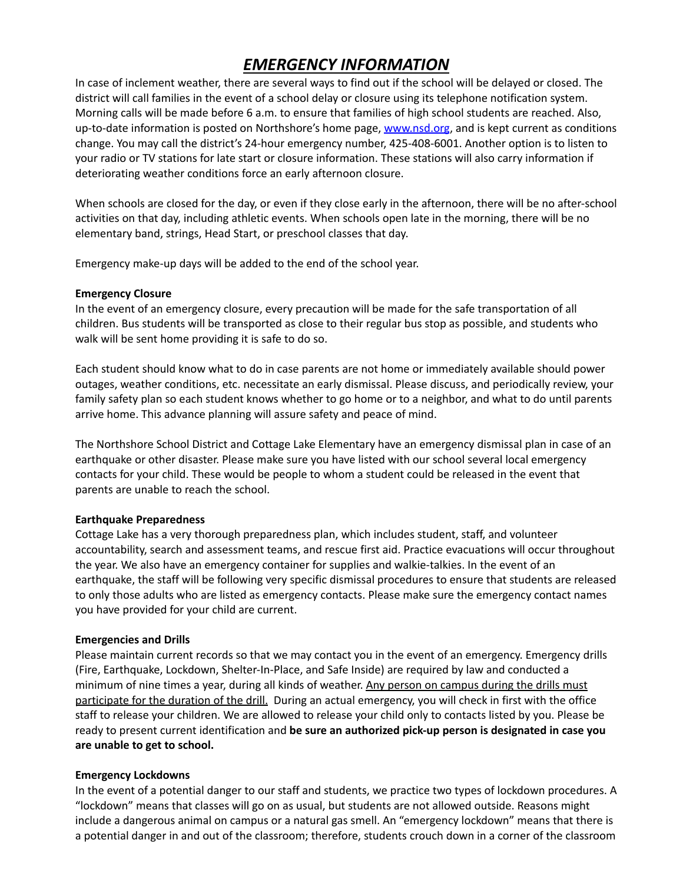# ***EMERGENCY INFORMATION***

In case of inclement weather, there are several ways to find out if the school will be delayed or closed. The district will call families in the event of a school delay or closure using its telephone notification system. Morning calls will be made before 6 a.m. to ensure that families of high school students are reached. Also, up-to-date information is posted on Northshore's home page, [www.nsd.org](www.nsd.org), and is kept current as conditions change. You may call the district's 24-hour emergency number, 425-408-6001. Another option is to listen to your radio or TV stations for late start or closure information. These stations will also carry information if deteriorating weather conditions force an early afternoon closure.

When schools are closed for the day, or even if they close early in the afternoon, there will be no after-school activities on that day, including athletic events. When schools open late in the morning, there will be no elementary band, strings, Head Start, or preschool classes that day.

Emergency make-up days will be added to the end of the school year.

**Emergency Closure**

In the event of an emergency closure, every precaution will be made for the safe transportation of all children. Bus students will be transported as close to their regular bus stop as possible, and students who walk will be sent home providing it is safe to do so.

Each student should know what to do in case parents are not home or immediately available should power outages, weather conditions, etc. necessitate an early dismissal. Please discuss, and periodically review, your family safety plan so each student knows whether to go home or to a neighbor, and what to do until parents arrive home. This advance planning will assure safety and peace of mind.

The Northshore School District and Cottage Lake Elementary have an emergency dismissal plan in case of an earthquake or other disaster. Please make sure you have listed with our school several local emergency contacts for your child. These would be people to whom a student could be released in the event that parents are unable to reach the school.

**Earthquake Preparedness**

Cottage Lake has a very thorough preparedness plan, which includes student, staff, and volunteer accountability, search and assessment teams, and rescue first aid. Practice evacuations will occur throughout the year. We also have an emergency container for supplies and walkie-talkies. In the event of an earthquake, the staff will be following very specific dismissal procedures to ensure that students are released to only those adults who are listed as emergency contacts. Please make sure the emergency contact names you have provided for your child are current.

**Emergencies and Drills**

Please maintain current records so that we may contact you in the event of an emergency. Emergency drills (Fire, Earthquake, Lockdown, Shelter-In-Place, and Safe Inside) are required by law and conducted a minimum of nine times a year, during all kinds of weather. Any person on campus during the drills must participate for the duration of the drill. During an actual emergency, you will check in first with the office staff to release your children. We are allowed to release your child only to contacts listed by you. Please be ready to present current identification and **be sure an authorized pick-up person is designated in case you are unable to get to school.**

**Emergency Lockdowns**

In the event of a potential danger to our staff and students, we practice two types of lockdown procedures. A "lockdown" means that classes will go on as usual, but students are not allowed outside. Reasons might include a dangerous animal on campus or a natural gas smell. An "emergency lockdown" means that there is a potential danger in and out of the classroom; therefore, students crouch down in a corner of the classroom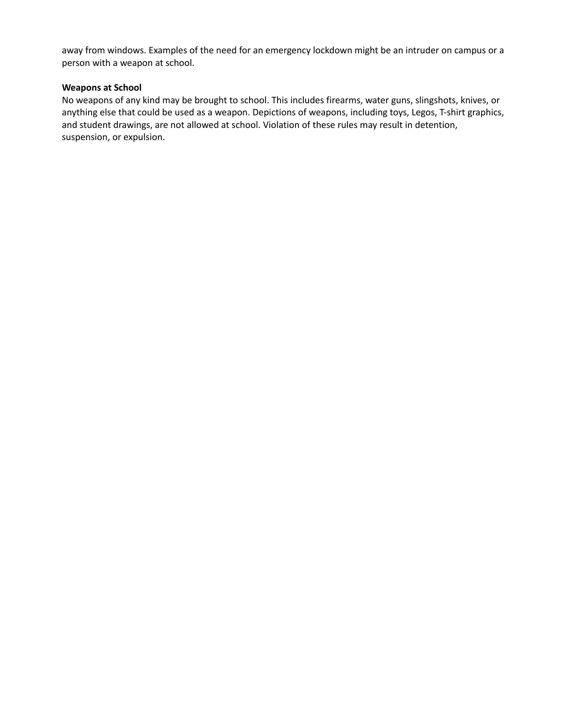away from windows. Examples of the need for an emergency lockdown might be an intruder on campus or a person with a weapon at school.

**Weapons at School**

No weapons of any kind may be brought to school. This includes firearms, water guns, slingshots, knives, or anything else that could be used as a weapon. Depictions of weapons, including toys, Legos, T-shirt graphics, and student drawings, are not allowed at school. Violation of these rules may result in detention, suspension, or expulsion.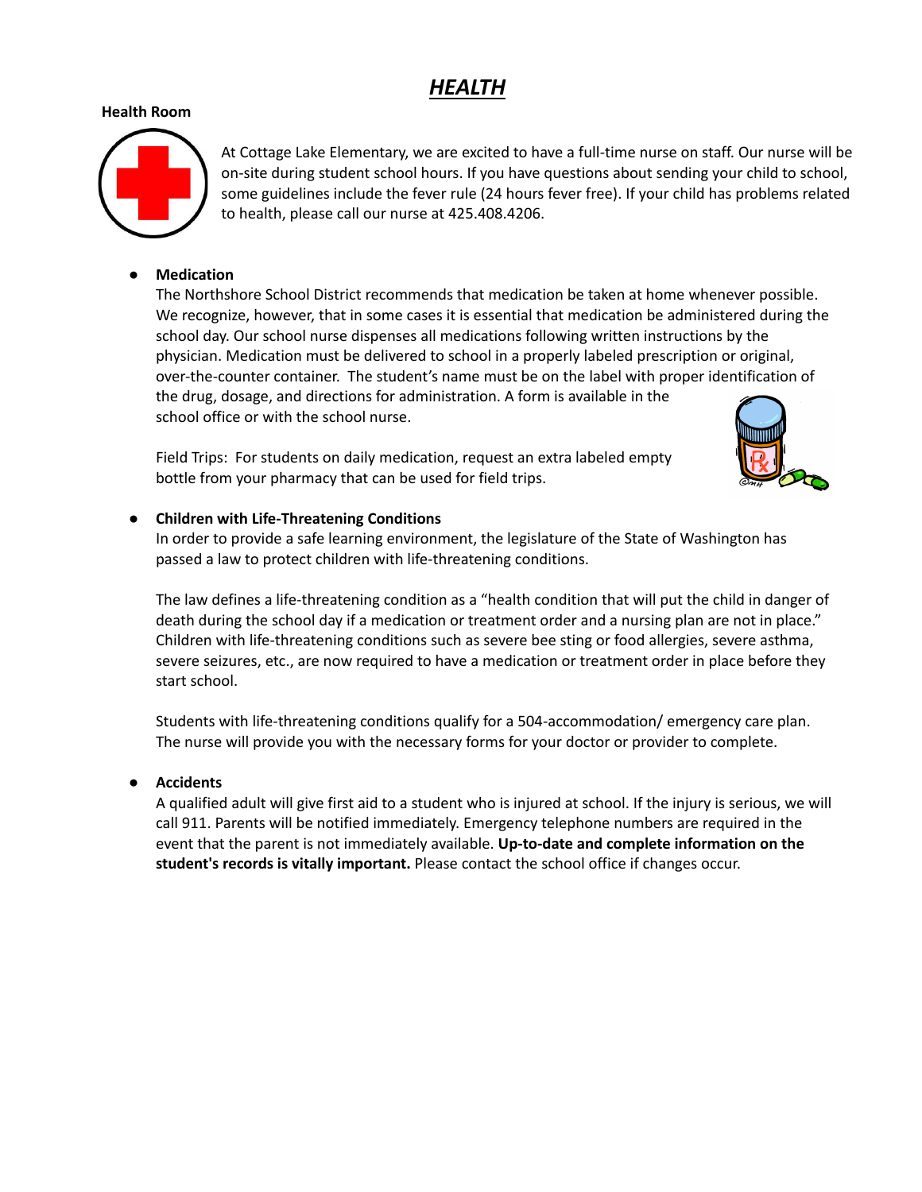# ***HEALTH***

**Health Room**

At Cottage Lake Elementary, we are excited to have a full-time nurse on staff. Our nurse will be on-site during student school hours. If you have questions about sending your child to school, some guidelines include the fever rule (24 hours fever free). If your child has problems related to health, please call our nurse at 425.408.4206.

- **Medication**

  The Northshore School District recommends that medication be taken at home whenever possible. We recognize, however, that in some cases it is essential that medication be administered during the school day. Our school nurse dispenses all medications following written instructions by the physician. Medication must be delivered to school in a properly labeled prescription or original, over-the-counter container. The student's name must be on the label with proper identification of the drug, dosage, and directions for administration. A form is available in the school office or with the school nurse.

  Field Trips: For students on daily medication, request an extra labeled empty bottle from your pharmacy that can be used for field trips.

- **Children with Life-Threatening Conditions**

  In order to provide a safe learning environment, the legislature of the State of Washington has passed a law to protect children with life-threatening conditions.

  The law defines a life-threatening condition as a "health condition that will put the child in danger of death during the school day if a medication or treatment order and a nursing plan are not in place." Children with life-threatening conditions such as severe bee sting or food allergies, severe asthma, severe seizures, etc., are now required to have a medication or treatment order in place before they start school.

  Students with life-threatening conditions qualify for a 504-accommodation/ emergency care plan. The nurse will provide you with the necessary forms for your doctor or provider to complete.

- **Accidents**

  A qualified adult will give first aid to a student who is injured at school. If the injury is serious, we will call 911. Parents will be notified immediately. Emergency telephone numbers are required in the event that the parent is not immediately available. **Up-to-date and complete information on the student's records is vitally important.** Please contact the school office if changes occur.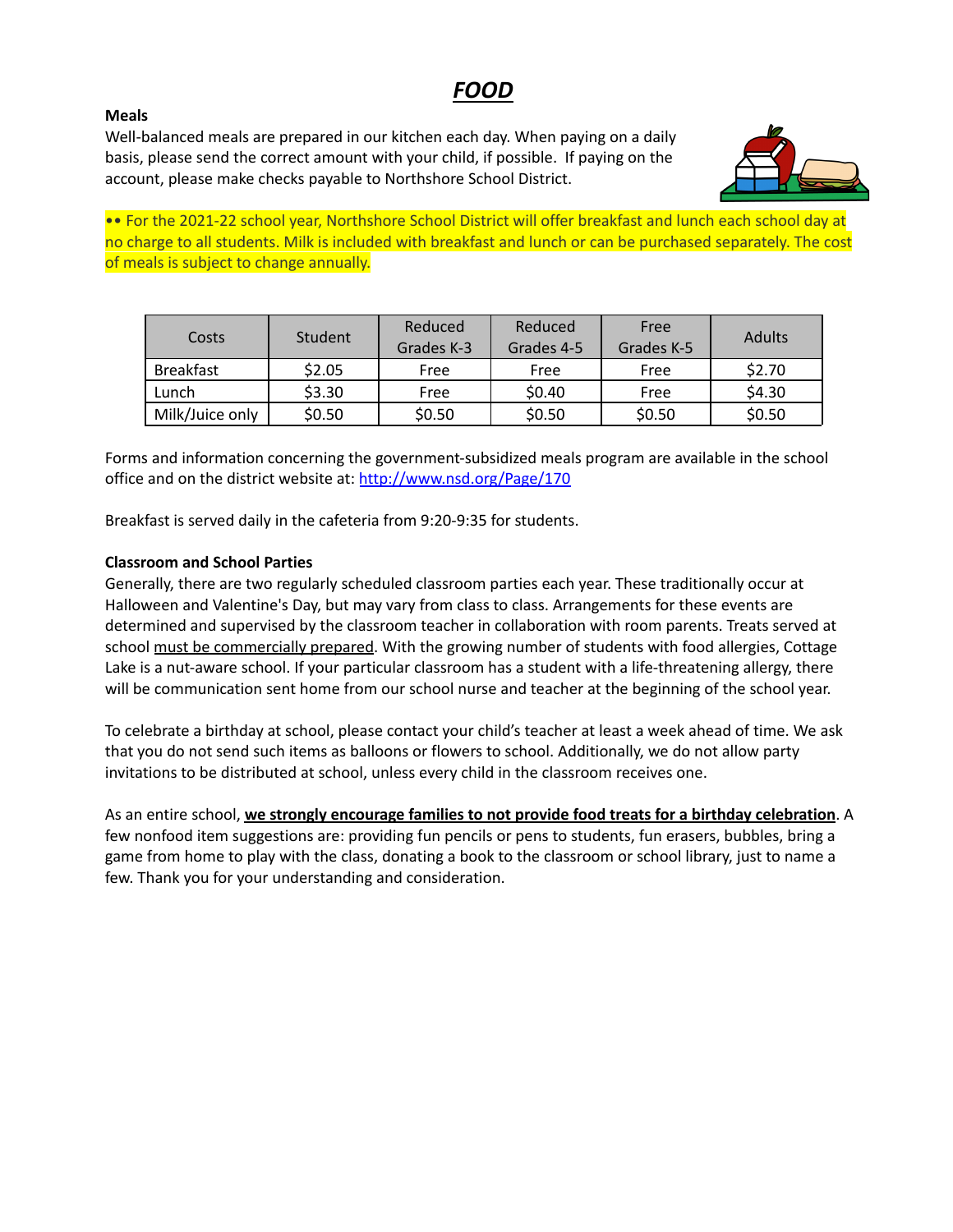# ***FOOD***

**Meals**

Well-balanced meals are prepared in our kitchen each day. When paying on a daily basis, please send the correct amount with your child, if possible. If paying on the account, please make checks payable to Northshore School District.

•• For the 2021-22 school year, Northshore School District will offer breakfast and lunch each school day at no charge to all students. Milk is included with breakfast and lunch or can be purchased separately. The cost of meals is subject to change annually.

| Costs | Student | Reduced Grades K-3 | Reduced Grades 4-5 | Free Grades K-5 | Adults |
|---|---|---|---|---|---|
| Breakfast | $2.05 | Free | Free | Free | $2.70 |
| Lunch | $3.30 | Free | $0.40 | Free | $4.30 |
| Milk/Juice only | $0.50 | $0.50 | $0.50 | $0.50 | $0.50 |

Forms and information concerning the government-subsidized meals program are available in the school office and on the district website at: [http://www.nsd.org/Page/170](http://www.nsd.org/Page/170)

Breakfast is served daily in the cafeteria from 9:20-9:35 for students.

**Classroom and School Parties**

Generally, there are two regularly scheduled classroom parties each year. These traditionally occur at Halloween and Valentine's Day, but may vary from class to class. Arrangements for these events are determined and supervised by the classroom teacher in collaboration with room parents. Treats served at school must be commercially prepared. With the growing number of students with food allergies, Cottage Lake is a nut-aware school. If your particular classroom has a student with a life-threatening allergy, there will be communication sent home from our school nurse and teacher at the beginning of the school year.

To celebrate a birthday at school, please contact your child's teacher at least a week ahead of time. We ask that you do not send such items as balloons or flowers to school. Additionally, we do not allow party invitations to be distributed at school, unless every child in the classroom receives one.

As an entire school, **we strongly encourage families to not provide food treats for a birthday celebration**. A few nonfood item suggestions are: providing fun pencils or pens to students, fun erasers, bubbles, bring a game from home to play with the class, donating a book to the classroom or school library, just to name a few. Thank you for your understanding and consideration.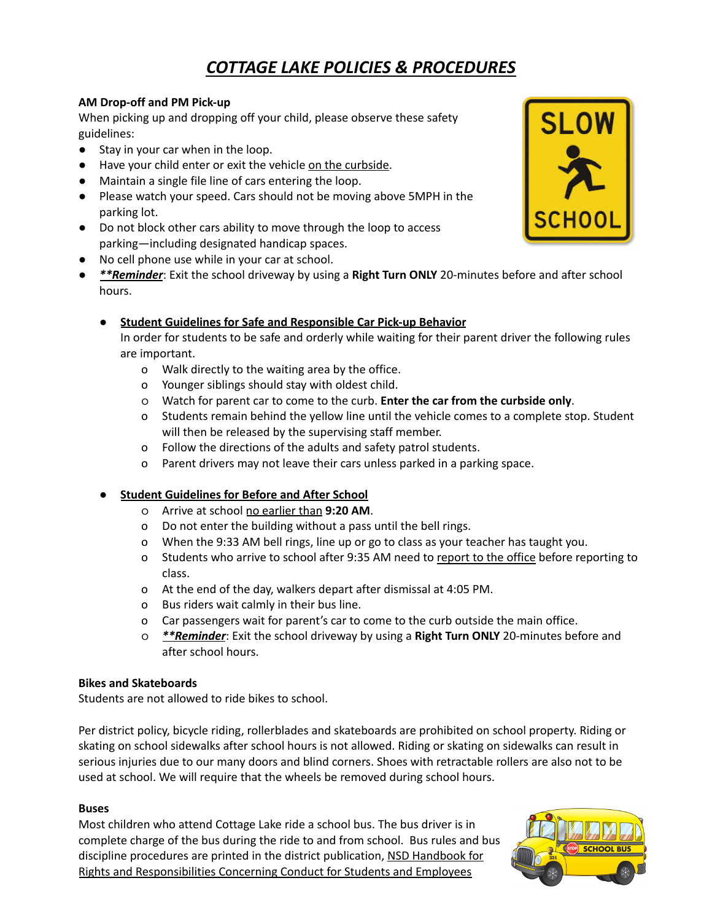# *COTTAGE LAKE POLICIES & PROCEDURES*

**AM Drop-off and PM Pick-up**

When picking up and dropping off your child, please observe these safety guidelines:

- Stay in your car when in the loop.
- Have your child enter or exit the vehicle on the curbside.
- Maintain a single file line of cars entering the loop.
- Please watch your speed. Cars should not be moving above 5MPH in the parking lot.
- Do not block other cars ability to move through the loop to access parking—including designated handicap spaces.
- No cell phone use while in your car at school.
- ***\*\*Reminder***: Exit the school driveway by using a **Right Turn ONLY** 20-minutes before and after school hours.

  - **Student Guidelines for Safe and Responsible Car Pick-up Behavior**

    In order for students to be safe and orderly while waiting for their parent driver the following rules are important.
    - Walk directly to the waiting area by the office.
    - Younger siblings should stay with oldest child.
    - Watch for parent car to come to the curb. **Enter the car from the curbside only**.
    - Students remain behind the yellow line until the vehicle comes to a complete stop. Student will then be released by the supervising staff member.
    - Follow the directions of the adults and safety patrol students.
    - Parent drivers may not leave their cars unless parked in a parking space.

  - **Student Guidelines for Before and After School**
    - Arrive at school no earlier than **9:20 AM**.
    - Do not enter the building without a pass until the bell rings.
    - When the 9:33 AM bell rings, line up or go to class as your teacher has taught you.
    - Students who arrive to school after 9:35 AM need to report to the office before reporting to class.
    - At the end of the day, walkers depart after dismissal at 4:05 PM.
    - Bus riders wait calmly in their bus line.
    - Car passengers wait for parent's car to come to the curb outside the main office.
    - ***\*\*Reminder***: Exit the school driveway by using a **Right Turn ONLY** 20-minutes before and after school hours.

**Bikes and Skateboards**

Students are not allowed to ride bikes to school.

Per district policy, bicycle riding, rollerblades and skateboards are prohibited on school property. Riding or skating on school sidewalks after school hours is not allowed. Riding or skating on sidewalks can result in serious injuries due to our many doors and blind corners. Shoes with retractable rollers are also not to be used at school. We will require that the wheels be removed during school hours.

**Buses**

Most children who attend Cottage Lake ride a school bus. The bus driver is in complete charge of the bus during the ride to and from school. Bus rules and bus discipline procedures are printed in the district publication, NSD Handbook for Rights and Responsibilities Concerning Conduct for Students and Employees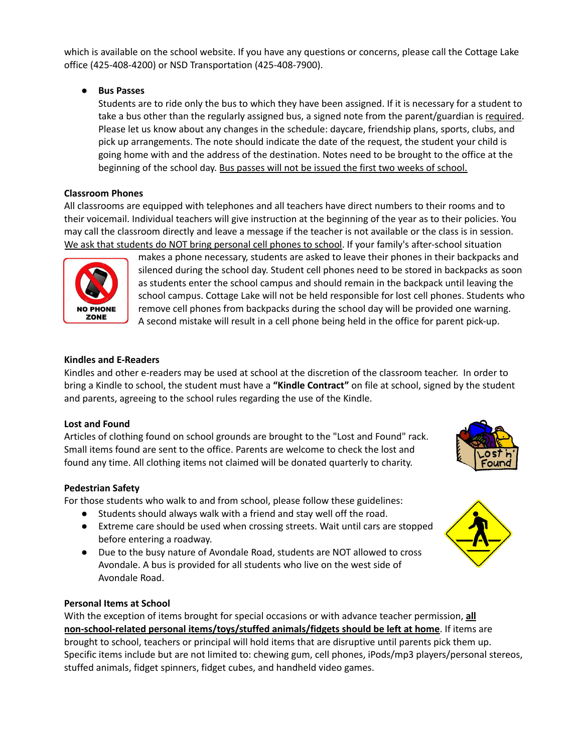which is available on the school website. If you have any questions or concerns, please call the Cottage Lake office (425-408-4200) or NSD Transportation (425-408-7900).

- **Bus Passes**
  Students are to ride only the bus to which they have been assigned. If it is necessary for a student to take a bus other than the regularly assigned bus, a signed note from the parent/guardian is required. Please let us know about any changes in the schedule: daycare, friendship plans, sports, clubs, and pick up arrangements. The note should indicate the date of the request, the student your child is going home with and the address of the destination. Notes need to be brought to the office at the beginning of the school day. Bus passes will not be issued the first two weeks of school.

**Classroom Phones**

All classrooms are equipped with telephones and all teachers have direct numbers to their rooms and to their voicemail. Individual teachers will give instruction at the beginning of the year as to their policies. You may call the classroom directly and leave a message if the teacher is not available or the class is in session. We ask that students do NOT bring personal cell phones to school. If your family's after-school situation makes a phone necessary, students are asked to leave their phones in their backpacks and silenced during the school day. Student cell phones need to be stored in backpacks as soon as students enter the school campus and should remain in the backpack until leaving the school campus. Cottage Lake will not be held responsible for lost cell phones. Students who remove cell phones from backpacks during the school day will be provided one warning. A second mistake will result in a cell phone being held in the office for parent pick-up.

**Kindles and E-Readers**

Kindles and other e-readers may be used at school at the discretion of the classroom teacher. In order to bring a Kindle to school, the student must have a **"Kindle Contract"** on file at school, signed by the student and parents, agreeing to the school rules regarding the use of the Kindle.

**Lost and Found**

Articles of clothing found on school grounds are brought to the "Lost and Found" rack. Small items found are sent to the office. Parents are welcome to check the lost and found any time. All clothing items not claimed will be donated quarterly to charity.

**Pedestrian Safety**

For those students who walk to and from school, please follow these guidelines:

- Students should always walk with a friend and stay well off the road.
- Extreme care should be used when crossing streets. Wait until cars are stopped before entering a roadway.
- Due to the busy nature of Avondale Road, students are NOT allowed to cross Avondale. A bus is provided for all students who live on the west side of Avondale Road.

**Personal Items at School**

With the exception of items brought for special occasions or with advance teacher permission, **all non-school-related personal items/toys/stuffed animals/fidgets should be left at home**. If items are brought to school, teachers or principal will hold items that are disruptive until parents pick them up. Specific items include but are not limited to: chewing gum, cell phones, iPods/mp3 players/personal stereos, stuffed animals, fidget spinners, fidget cubes, and handheld video games.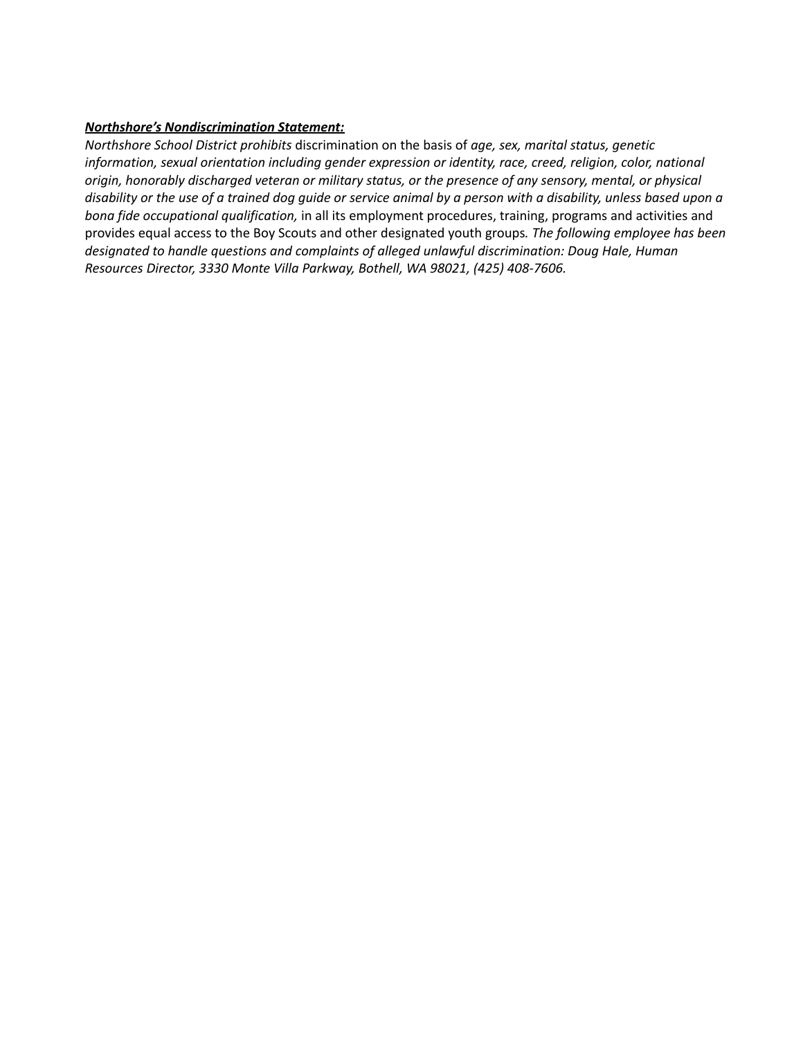***Northshore's Nondiscrimination Statement:***

*Northshore School District prohibits* discrimination on the basis of *age, sex, marital status, genetic information, sexual orientation including gender expression or identity, race, creed, religion, color, national origin, honorably discharged veteran or military status, or the presence of any sensory, mental, or physical disability or the use of a trained dog guide or service animal by a person with a disability, unless based upon a bona fide occupational qualification,* in all its employment procedures, training, programs and activities and provides equal access to the Boy Scouts and other designated youth groups*. The following employee has been designated to handle questions and complaints of alleged unlawful discrimination: Doug Hale, Human Resources Director, 3330 Monte Villa Parkway, Bothell, WA 98021, (425) 408-7606.*